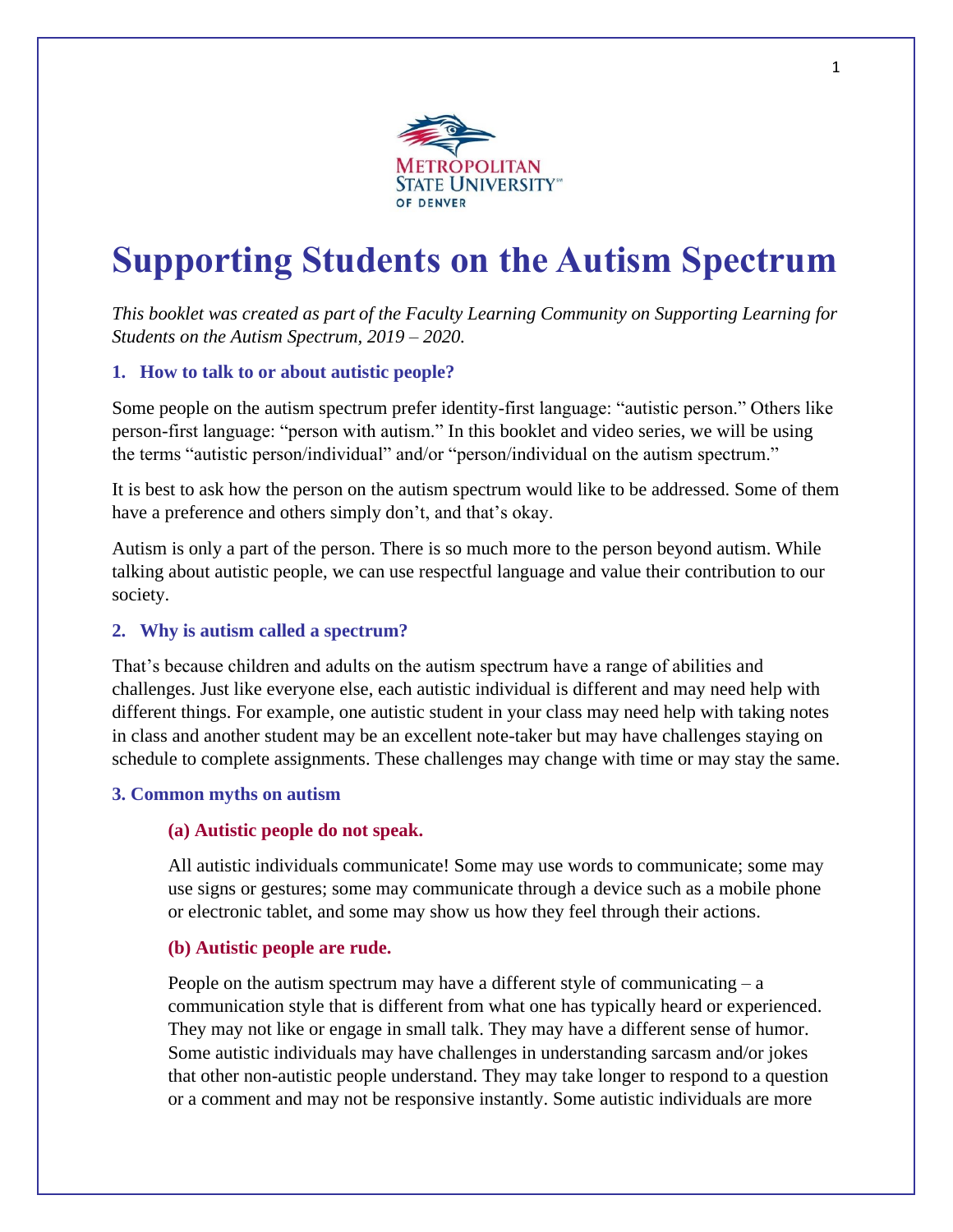# Supporting Students on the Autism Spectrum

*This booklet was created as part of the Faculty Learning Community on Supporting Learning for Students on the Autism Spectrum, 2019 – 2020.*

## 1. How to talk to or about autistic people?

Some people on the autism spectrum prefer identity-first language: "autistic person." Others like person-first language: "person with autism." In this booklet and video series, we will be using the terms "autistic person/individual" and/or "person/individual on the autism spectrum."

It is best to ask how the person on the autism spectrum would like to be addressed. Some of them have a preference and others simply don't, and that's okay.

Autism is only a part of the person. There is so much more to the person beyond autism. While talking about autistic people, we can use respectful language and value their contribution to our society.

## 2. Why is autism called a spectrum?

That's because children and adults on the autism spectrum have a range of abilities and challenges. Just like everyone else, each autistic individual is different and may need help with different things. For example, one autistic student in your class may need help with taking notes in class and another student may be an excellent note-taker but may have challenges staying on schedule to complete assignments. These challenges may change with time or may stay the same.

## 3. Common myths on autism

### (a) Autistic people do not speak.

All autistic individuals communicate! Some may use words to communicate; some may use signs or gestures; some may communicate through a device such as a mobile phone or electronic tablet, and some may show us how they feel through their actions.

### (b) Autistic people are rude.

People on the autism spectrum may have a different style of communicating – a communication style that is different from what one has typically heard or experienced. They may not like or engage in small talk. They may have a different sense of humor. Some autistic individuals may have challenges in understanding sarcasm and/or jokes that other non-autistic people understand. They may take longer to respond to a question or a comment and may not be responsive instantly. Some autistic individuals are more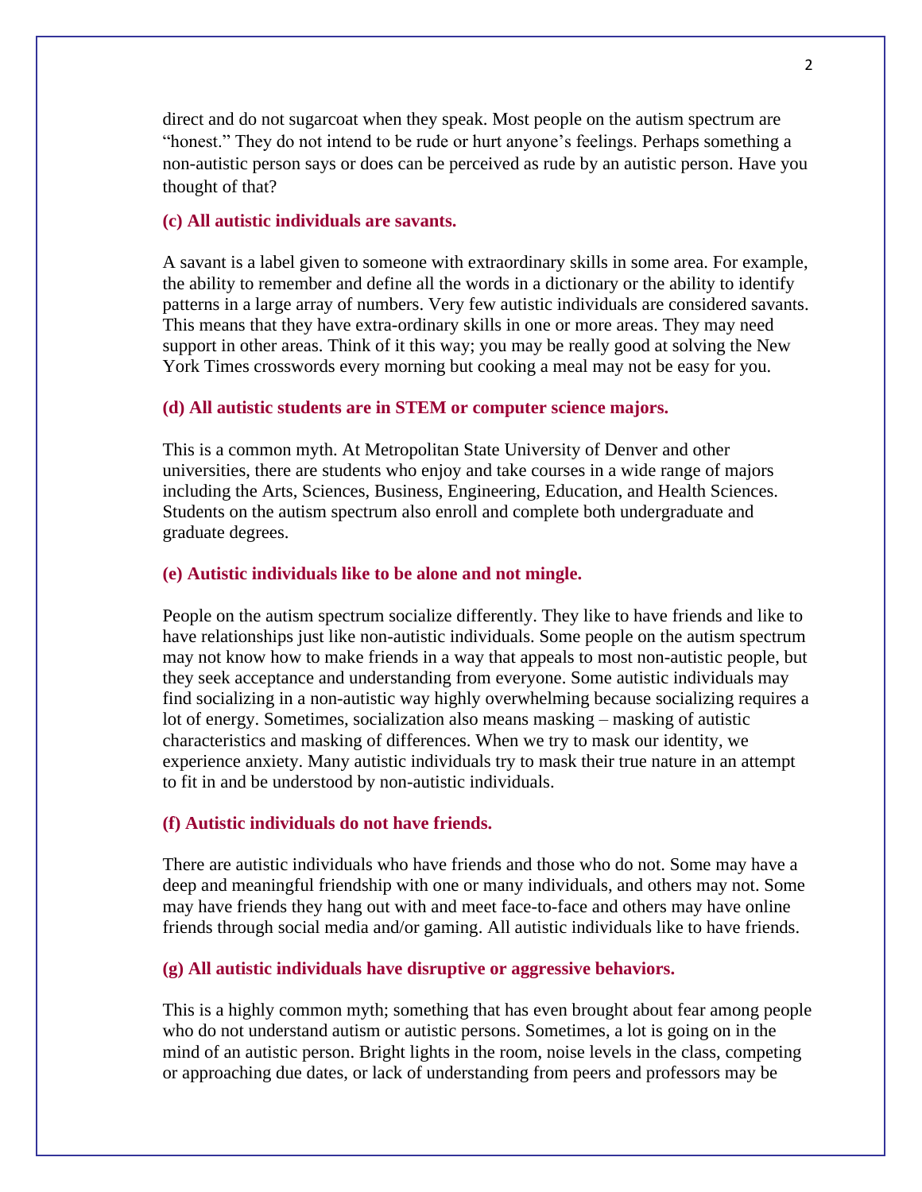direct and do not sugarcoat when they speak. Most people on the autism spectrum are "honest." They do not intend to be rude or hurt anyone's feelings. Perhaps something a non-autistic person says or does can be perceived as rude by an autistic person. Have you thought of that?

**(c) All autistic individuals are savants.**

A savant is a label given to someone with extraordinary skills in some area. For example, the ability to remember and define all the words in a dictionary or the ability to identify patterns in a large array of numbers. Very few autistic individuals are considered savants. This means that they have extra-ordinary skills in one or more areas. They may need support in other areas. Think of it this way; you may be really good at solving the New York Times crosswords every morning but cooking a meal may not be easy for you.

**(d) All autistic students are in STEM or computer science majors.**

This is a common myth. At Metropolitan State University of Denver and other universities, there are students who enjoy and take courses in a wide range of majors including the Arts, Sciences, Business, Engineering, Education, and Health Sciences. Students on the autism spectrum also enroll and complete both undergraduate and graduate degrees.

**(e) Autistic individuals like to be alone and not mingle.**

People on the autism spectrum socialize differently. They like to have friends and like to have relationships just like non-autistic individuals. Some people on the autism spectrum may not know how to make friends in a way that appeals to most non-autistic people, but they seek acceptance and understanding from everyone. Some autistic individuals may find socializing in a non-autistic way highly overwhelming because socializing requires a lot of energy. Sometimes, socialization also means masking – masking of autistic characteristics and masking of differences. When we try to mask our identity, we experience anxiety. Many autistic individuals try to mask their true nature in an attempt to fit in and be understood by non-autistic individuals.

**(f) Autistic individuals do not have friends.**

There are autistic individuals who have friends and those who do not. Some may have a deep and meaningful friendship with one or many individuals, and others may not. Some may have friends they hang out with and meet face-to-face and others may have online friends through social media and/or gaming. All autistic individuals like to have friends.

**(g) All autistic individuals have disruptive or aggressive behaviors.**

This is a highly common myth; something that has even brought about fear among people who do not understand autism or autistic persons. Sometimes, a lot is going on in the mind of an autistic person. Bright lights in the room, noise levels in the class, competing or approaching due dates, or lack of understanding from peers and professors may be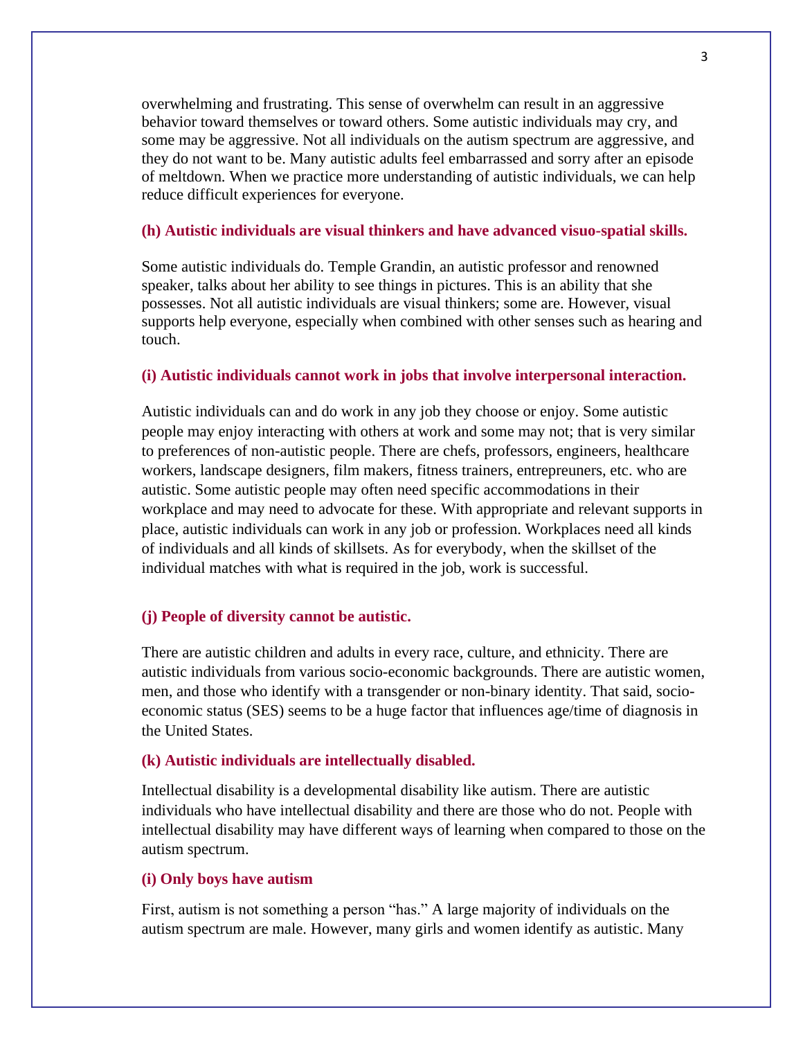overwhelming and frustrating. This sense of overwhelm can result in an aggressive behavior toward themselves or toward others. Some autistic individuals may cry, and some may be aggressive. Not all individuals on the autism spectrum are aggressive, and they do not want to be. Many autistic adults feel embarrassed and sorry after an episode of meltdown. When we practice more understanding of autistic individuals, we can help reduce difficult experiences for everyone.

**(h) Autistic individuals are visual thinkers and have advanced visuo-spatial skills.**

Some autistic individuals do. Temple Grandin, an autistic professor and renowned speaker, talks about her ability to see things in pictures. This is an ability that she possesses. Not all autistic individuals are visual thinkers; some are. However, visual supports help everyone, especially when combined with other senses such as hearing and touch.

**(i) Autistic individuals cannot work in jobs that involve interpersonal interaction.**

Autistic individuals can and do work in any job they choose or enjoy. Some autistic people may enjoy interacting with others at work and some may not; that is very similar to preferences of non-autistic people. There are chefs, professors, engineers, healthcare workers, landscape designers, film makers, fitness trainers, entrepreuners, etc. who are autistic. Some autistic people may often need specific accommodations in their workplace and may need to advocate for these. With appropriate and relevant supports in place, autistic individuals can work in any job or profession. Workplaces need all kinds of individuals and all kinds of skillsets. As for everybody, when the skillset of the individual matches with what is required in the job, work is successful.

**(j) People of diversity cannot be autistic.**

There are autistic children and adults in every race, culture, and ethnicity. There are autistic individuals from various socio-economic backgrounds. There are autistic women, men, and those who identify with a transgender or non-binary identity. That said, socio-economic status (SES) seems to be a huge factor that influences age/time of diagnosis in the United States.

**(k) Autistic individuals are intellectually disabled.**

Intellectual disability is a developmental disability like autism. There are autistic individuals who have intellectual disability and there are those who do not. People with intellectual disability may have different ways of learning when compared to those on the autism spectrum.

**(i) Only boys have autism**

First, autism is not something a person "has." A large majority of individuals on the autism spectrum are male. However, many girls and women identify as autistic. Many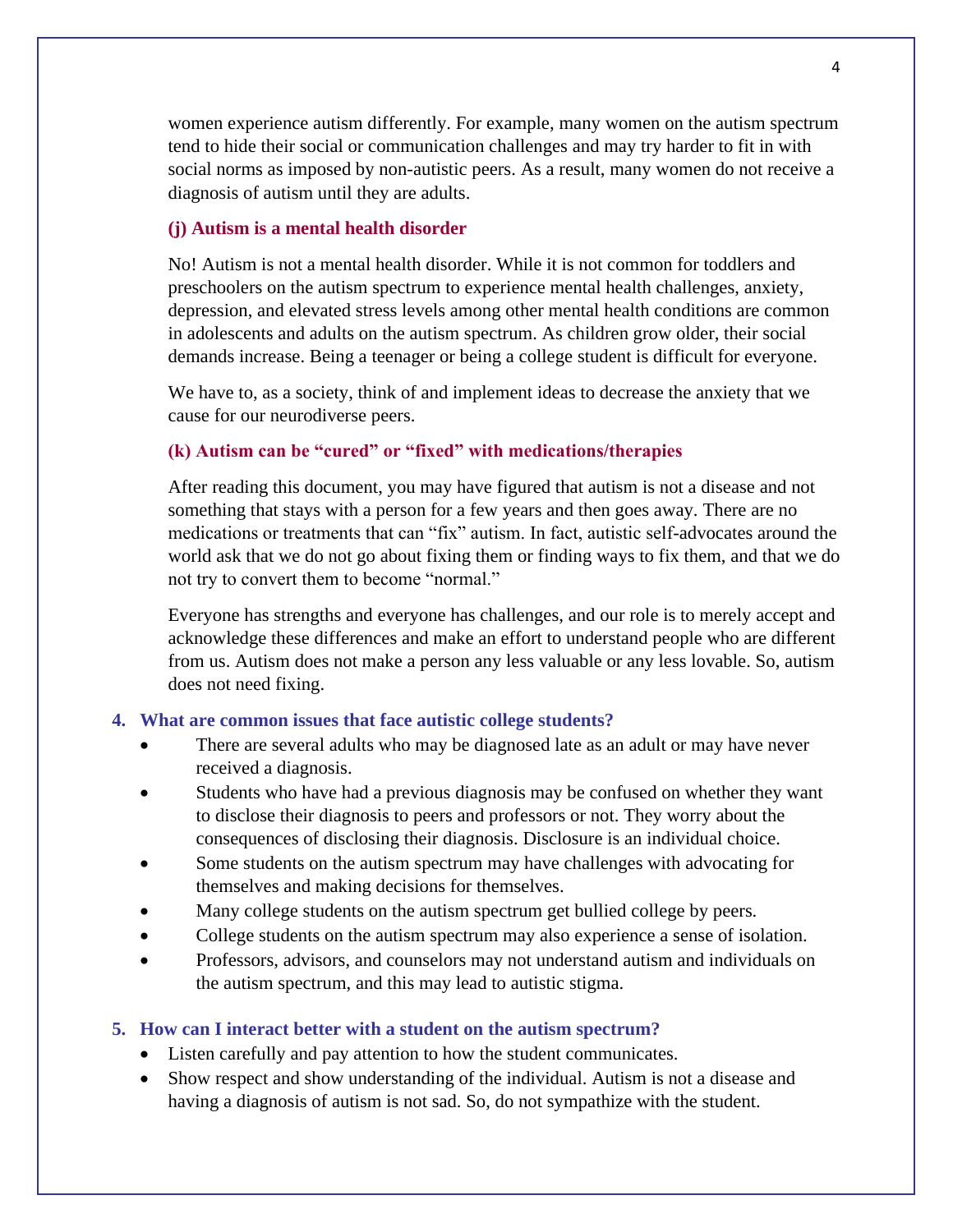women experience autism differently. For example, many women on the autism spectrum tend to hide their social or communication challenges and may try harder to fit in with social norms as imposed by non-autistic peers. As a result, many women do not receive a diagnosis of autism until they are adults.

### (j) Autism is a mental health disorder

No! Autism is not a mental health disorder. While it is not common for toddlers and preschoolers on the autism spectrum to experience mental health challenges, anxiety, depression, and elevated stress levels among other mental health conditions are common in adolescents and adults on the autism spectrum. As children grow older, their social demands increase. Being a teenager or being a college student is difficult for everyone.

We have to, as a society, think of and implement ideas to decrease the anxiety that we cause for our neurodiverse peers.

### (k) Autism can be "cured" or "fixed" with medications/therapies

After reading this document, you may have figured that autism is not a disease and not something that stays with a person for a few years and then goes away. There are no medications or treatments that can "fix" autism. In fact, autistic self-advocates around the world ask that we do not go about fixing them or finding ways to fix them, and that we do not try to convert them to become "normal."

Everyone has strengths and everyone has challenges, and our role is to merely accept and acknowledge these differences and make an effort to understand people who are different from us. Autism does not make a person any less valuable or any less lovable. So, autism does not need fixing.

## 4. What are common issues that face autistic college students?

- There are several adults who may be diagnosed late as an adult or may have never received a diagnosis.
- Students who have had a previous diagnosis may be confused on whether they want to disclose their diagnosis to peers and professors or not. They worry about the consequences of disclosing their diagnosis. Disclosure is an individual choice.
- Some students on the autism spectrum may have challenges with advocating for themselves and making decisions for themselves.
- Many college students on the autism spectrum get bullied college by peers.
- College students on the autism spectrum may also experience a sense of isolation.
- Professors, advisors, and counselors may not understand autism and individuals on the autism spectrum, and this may lead to autistic stigma.

## 5. How can I interact better with a student on the autism spectrum?

- Listen carefully and pay attention to how the student communicates.
- Show respect and show understanding of the individual. Autism is not a disease and having a diagnosis of autism is not sad. So, do not sympathize with the student.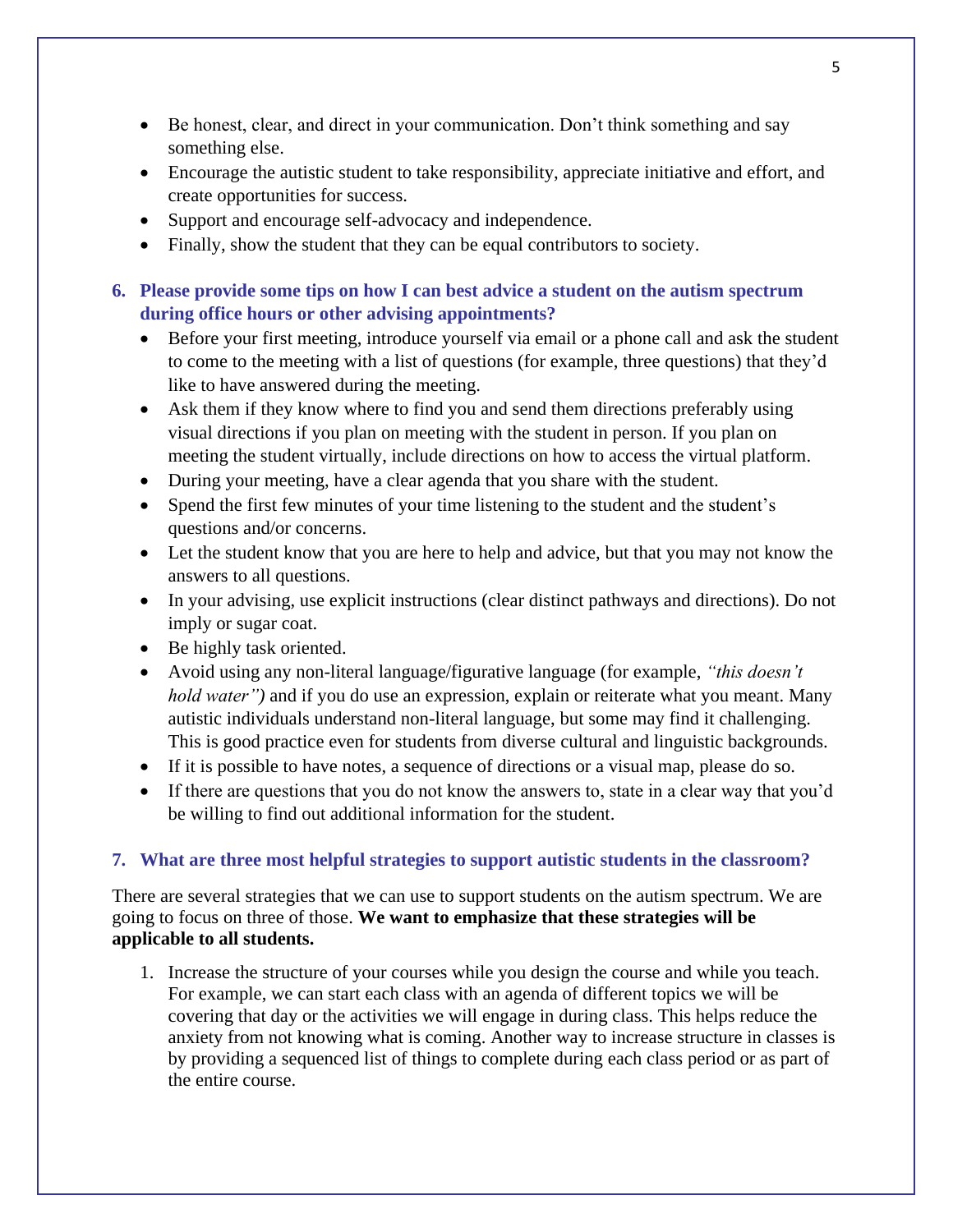- Be honest, clear, and direct in your communication. Don't think something and say something else.
- Encourage the autistic student to take responsibility, appreciate initiative and effort, and create opportunities for success.
- Support and encourage self-advocacy and independence.
- Finally, show the student that they can be equal contributors to society.

### 6. Please provide some tips on how I can best advice a student on the autism spectrum during office hours or other advising appointments?

- Before your first meeting, introduce yourself via email or a phone call and ask the student to come to the meeting with a list of questions (for example, three questions) that they'd like to have answered during the meeting.
- Ask them if they know where to find you and send them directions preferably using visual directions if you plan on meeting with the student in person. If you plan on meeting the student virtually, include directions on how to access the virtual platform.
- During your meeting, have a clear agenda that you share with the student.
- Spend the first few minutes of your time listening to the student and the student's questions and/or concerns.
- Let the student know that you are here to help and advice, but that you may not know the answers to all questions.
- In your advising, use explicit instructions (clear distinct pathways and directions). Do not imply or sugar coat.
- Be highly task oriented.
- Avoid using any non-literal language/figurative language (for example, *"this doesn't hold water")* and if you do use an expression, explain or reiterate what you meant. Many autistic individuals understand non-literal language, but some may find it challenging. This is good practice even for students from diverse cultural and linguistic backgrounds.
- If it is possible to have notes, a sequence of directions or a visual map, please do so.
- If there are questions that you do not know the answers to, state in a clear way that you'd be willing to find out additional information for the student.

### 7. What are three most helpful strategies to support autistic students in the classroom?

There are several strategies that we can use to support students on the autism spectrum. We are going to focus on three of those. **We want to emphasize that these strategies will be applicable to all students.**

1. Increase the structure of your courses while you design the course and while you teach. For example, we can start each class with an agenda of different topics we will be covering that day or the activities we will engage in during class. This helps reduce the anxiety from not knowing what is coming. Another way to increase structure in classes is by providing a sequenced list of things to complete during each class period or as part of the entire course.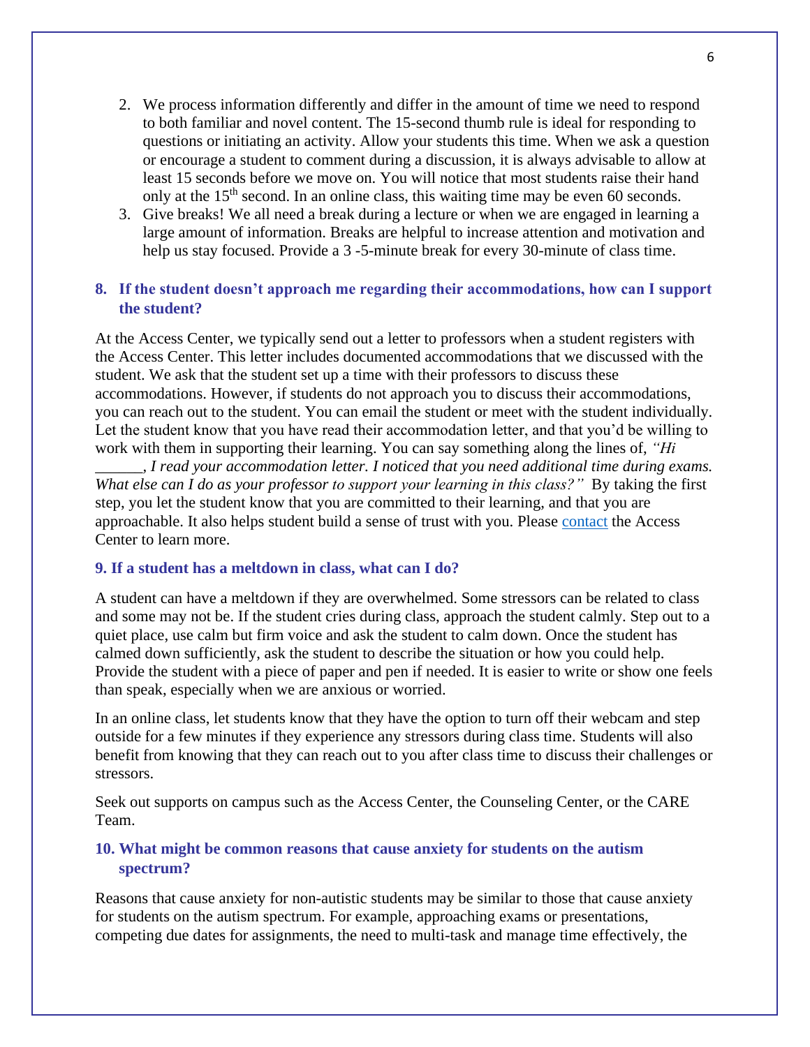2. We process information differently and differ in the amount of time we need to respond to both familiar and novel content. The 15-second thumb rule is ideal for responding to questions or initiating an activity. Allow your students this time. When we ask a question or encourage a student to comment during a discussion, it is always advisable to allow at least 15 seconds before we move on. You will notice that most students raise their hand only at the 15th second. In an online class, this waiting time may be even 60 seconds.
3. Give breaks! We all need a break during a lecture or when we are engaged in learning a large amount of information. Breaks are helpful to increase attention and motivation and help us stay focused. Provide a 3 -5-minute break for every 30-minute of class time.

### 8. If the student doesn't approach me regarding their accommodations, how can I support the student?

At the Access Center, we typically send out a letter to professors when a student registers with the Access Center. This letter includes documented accommodations that we discussed with the student. We ask that the student set up a time with their professors to discuss these accommodations. However, if students do not approach you to discuss their accommodations, you can reach out to the student. You can email the student or meet with the student individually. Let the student know that you have read their accommodation letter, and that you'd be willing to work with them in supporting their learning. You can say something along the lines of, *"Hi ______, I read your accommodation letter. I noticed that you need additional time during exams. What else can I do as your professor to support your learning in this class?"* By taking the first step, you let the student know that you are committed to their learning, and that you are approachable. It also helps student build a sense of trust with you. Please contact the Access Center to learn more.

### 9. If a student has a meltdown in class, what can I do?

A student can have a meltdown if they are overwhelmed. Some stressors can be related to class and some may not be. If the student cries during class, approach the student calmly. Step out to a quiet place, use calm but firm voice and ask the student to calm down. Once the student has calmed down sufficiently, ask the student to describe the situation or how you could help. Provide the student with a piece of paper and pen if needed. It is easier to write or show one feels than speak, especially when we are anxious or worried.

In an online class, let students know that they have the option to turn off their webcam and step outside for a few minutes if they experience any stressors during class time. Students will also benefit from knowing that they can reach out to you after class time to discuss their challenges or stressors.

Seek out supports on campus such as the Access Center, the Counseling Center, or the CARE Team.

### 10. What might be common reasons that cause anxiety for students on the autism spectrum?

Reasons that cause anxiety for non-autistic students may be similar to those that cause anxiety for students on the autism spectrum. For example, approaching exams or presentations, competing due dates for assignments, the need to multi-task and manage time effectively, the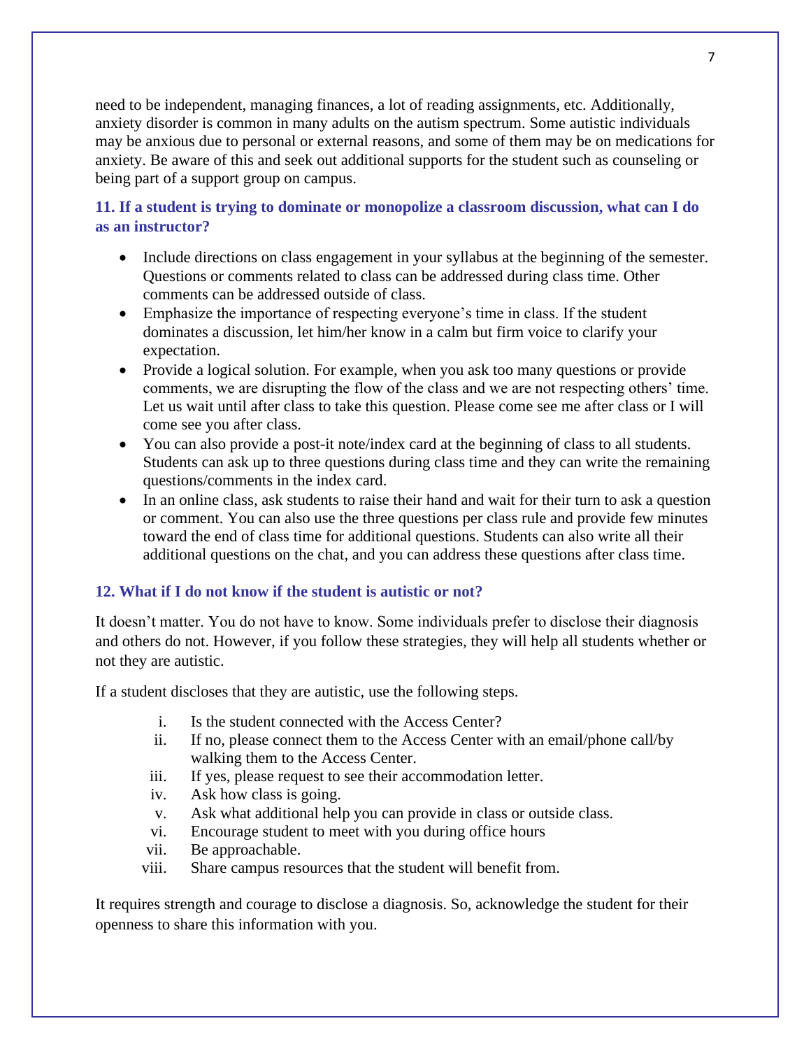need to be independent, managing finances, a lot of reading assignments, etc. Additionally, anxiety disorder is common in many adults on the autism spectrum. Some autistic individuals may be anxious due to personal or external reasons, and some of them may be on medications for anxiety. Be aware of this and seek out additional supports for the student such as counseling or being part of a support group on campus.

### 11. If a student is trying to dominate or monopolize a classroom discussion, what can I do as an instructor?

- Include directions on class engagement in your syllabus at the beginning of the semester. Questions or comments related to class can be addressed during class time. Other comments can be addressed outside of class.
- Emphasize the importance of respecting everyone's time in class. If the student dominates a discussion, let him/her know in a calm but firm voice to clarify your expectation.
- Provide a logical solution. For example, when you ask too many questions or provide comments, we are disrupting the flow of the class and we are not respecting others' time. Let us wait until after class to take this question. Please come see me after class or I will come see you after class.
- You can also provide a post-it note/index card at the beginning of class to all students. Students can ask up to three questions during class time and they can write the remaining questions/comments in the index card.
- In an online class, ask students to raise their hand and wait for their turn to ask a question or comment. You can also use the three questions per class rule and provide few minutes toward the end of class time for additional questions. Students can also write all their additional questions on the chat, and you can address these questions after class time.

### 12. What if I do not know if the student is autistic or not?

It doesn't matter. You do not have to know. Some individuals prefer to disclose their diagnosis and others do not. However, if you follow these strategies, they will help all students whether or not they are autistic.

If a student discloses that they are autistic, use the following steps.

i. Is the student connected with the Access Center?
ii. If no, please connect them to the Access Center with an email/phone call/by walking them to the Access Center.
iii. If yes, please request to see their accommodation letter.
iv. Ask how class is going.
v. Ask what additional help you can provide in class or outside class.
vi. Encourage student to meet with you during office hours
vii. Be approachable.
viii. Share campus resources that the student will benefit from.

It requires strength and courage to disclose a diagnosis. So, acknowledge the student for their openness to share this information with you.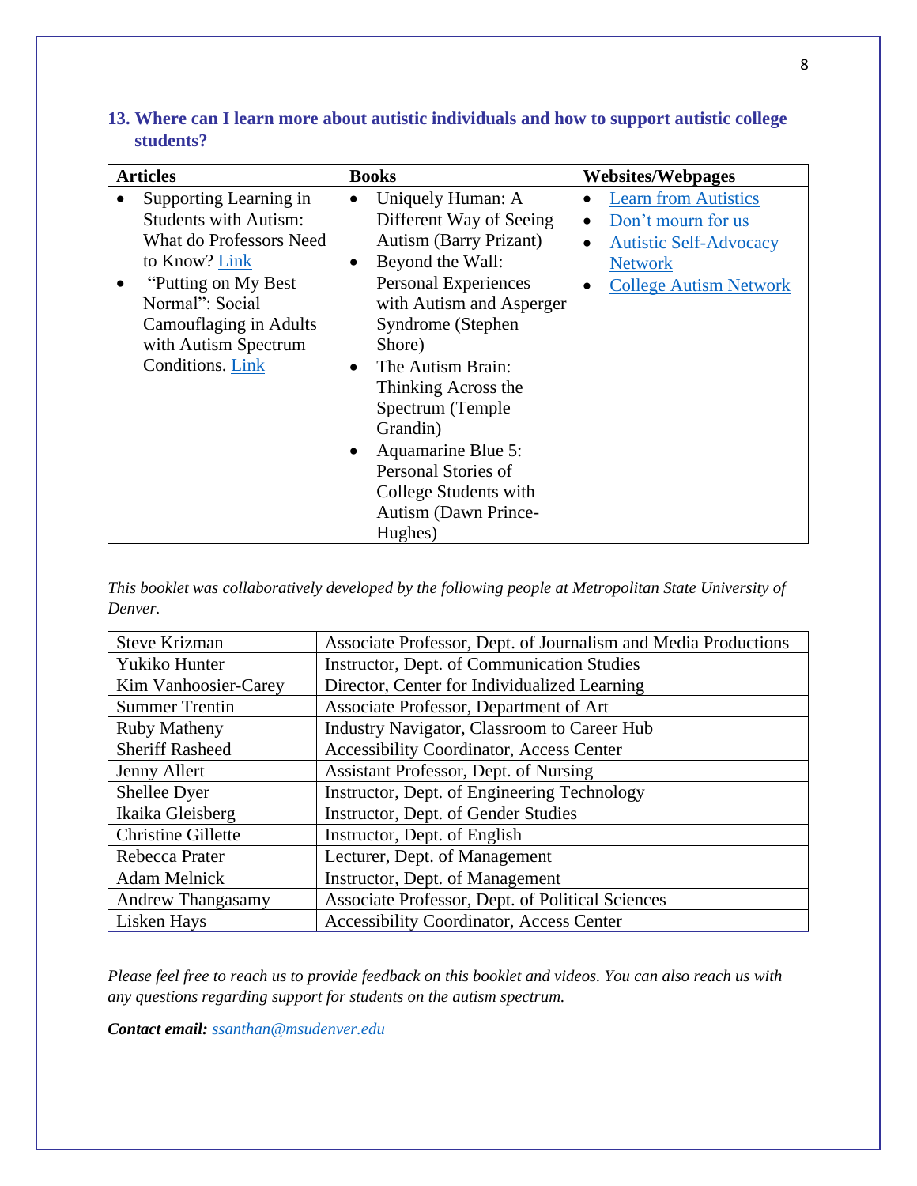### 13. Where can I learn more about autistic individuals and how to support autistic college students?

| Articles | Books | Websites/Webpages |
|---|---|---|
| • Supporting Learning in Students with Autism: What do Professors Need to Know? [Link]<br>• "Putting on My Best Normal": Social Camouflaging in Adults with Autism Spectrum Conditions. [Link] | • Uniquely Human: A Different Way of Seeing Autism (Barry Prizant)<br>• Beyond the Wall: Personal Experiences with Autism and Asperger Syndrome (Stephen Shore)<br>• The Autism Brain: Thinking Across the Spectrum (Temple Grandin)<br>• Aquamarine Blue 5: Personal Stories of College Students with Autism (Dawn Prince-Hughes) | • [Learn from Autistics]<br>• [Don't mourn for us]<br>• [Autistic Self-Advocacy Network]<br>• [College Autism Network] |

*This booklet was collaboratively developed by the following people at Metropolitan State University of Denver.*

| | |
|---|---|
| Steve Krizman | Associate Professor, Dept. of Journalism and Media Productions |
| Yukiko Hunter | Instructor, Dept. of Communication Studies |
| Kim Vanhoosier-Carey | Director, Center for Individualized Learning |
| Summer Trentin | Associate Professor, Department of Art |
| Ruby Matheny | Industry Navigator, Classroom to Career Hub |
| Sheriff Rasheed | Accessibility Coordinator, Access Center |
| Jenny Allert | Assistant Professor, Dept. of Nursing |
| Shellee Dyer | Instructor, Dept. of Engineering Technology |
| Ikaika Gleisberg | Instructor, Dept. of Gender Studies |
| Christine Gillette | Instructor, Dept. of English |
| Rebecca Prater | Lecturer, Dept. of Management |
| Adam Melnick | Instructor, Dept. of Management |
| Andrew Thangasamy | Associate Professor, Dept. of Political Sciences |
| Lisken Hays | Accessibility Coordinator, Access Center |

*Please feel free to reach us to provide feedback on this booklet and videos. You can also reach us with any questions regarding support for students on the autism spectrum.*

***Contact email:*** *ssanthan@msudenver.edu*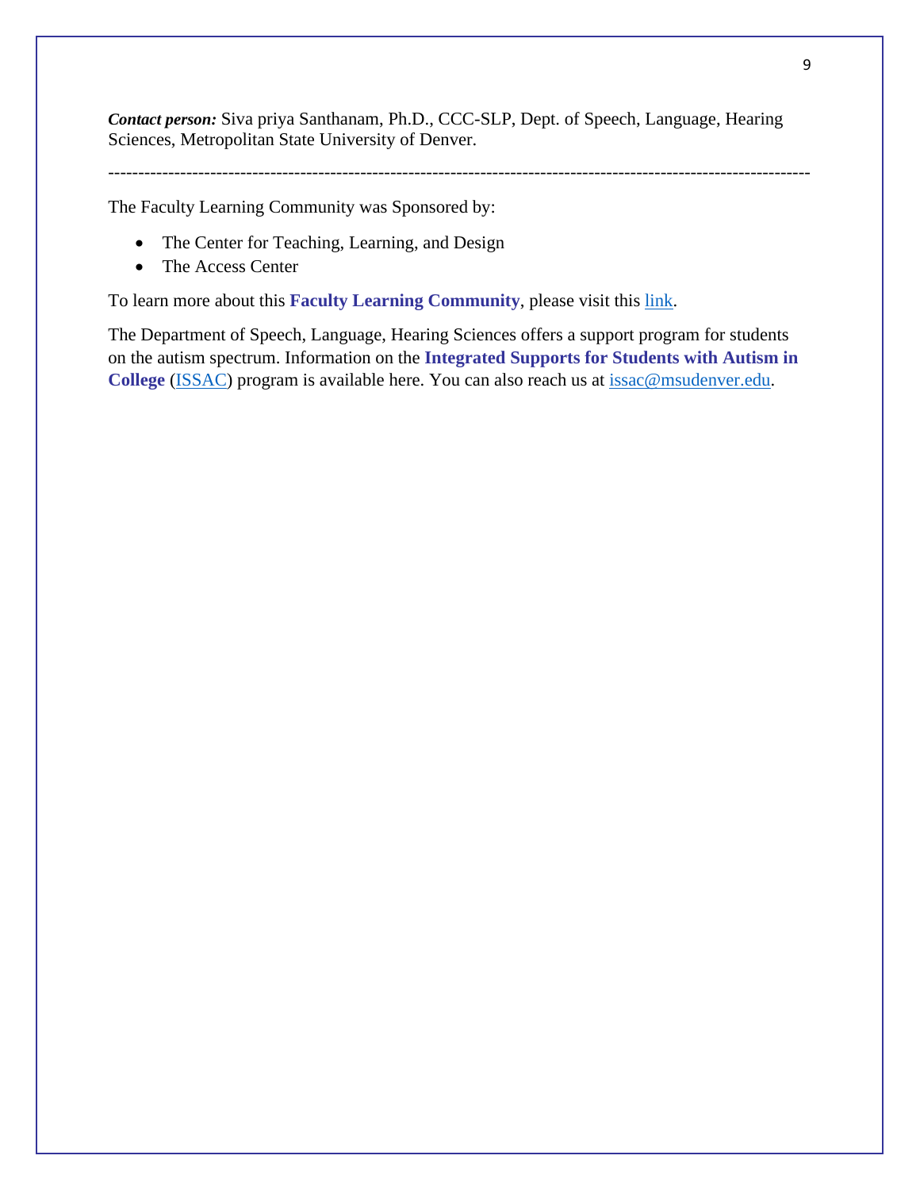***Contact person:*** Siva priya Santhanam, Ph.D., CCC-SLP, Dept. of Speech, Language, Hearing Sciences, Metropolitan State University of Denver.

---

The Faculty Learning Community was Sponsored by:

- The Center for Teaching, Learning, and Design
- The Access Center

To learn more about this **Faculty Learning Community**, please visit this link.

The Department of Speech, Language, Hearing Sciences offers a support program for students on the autism spectrum. Information on the **Integrated Supports for Students with Autism in College** (ISSAC) program is available here. You can also reach us at issac@msudenver.edu.